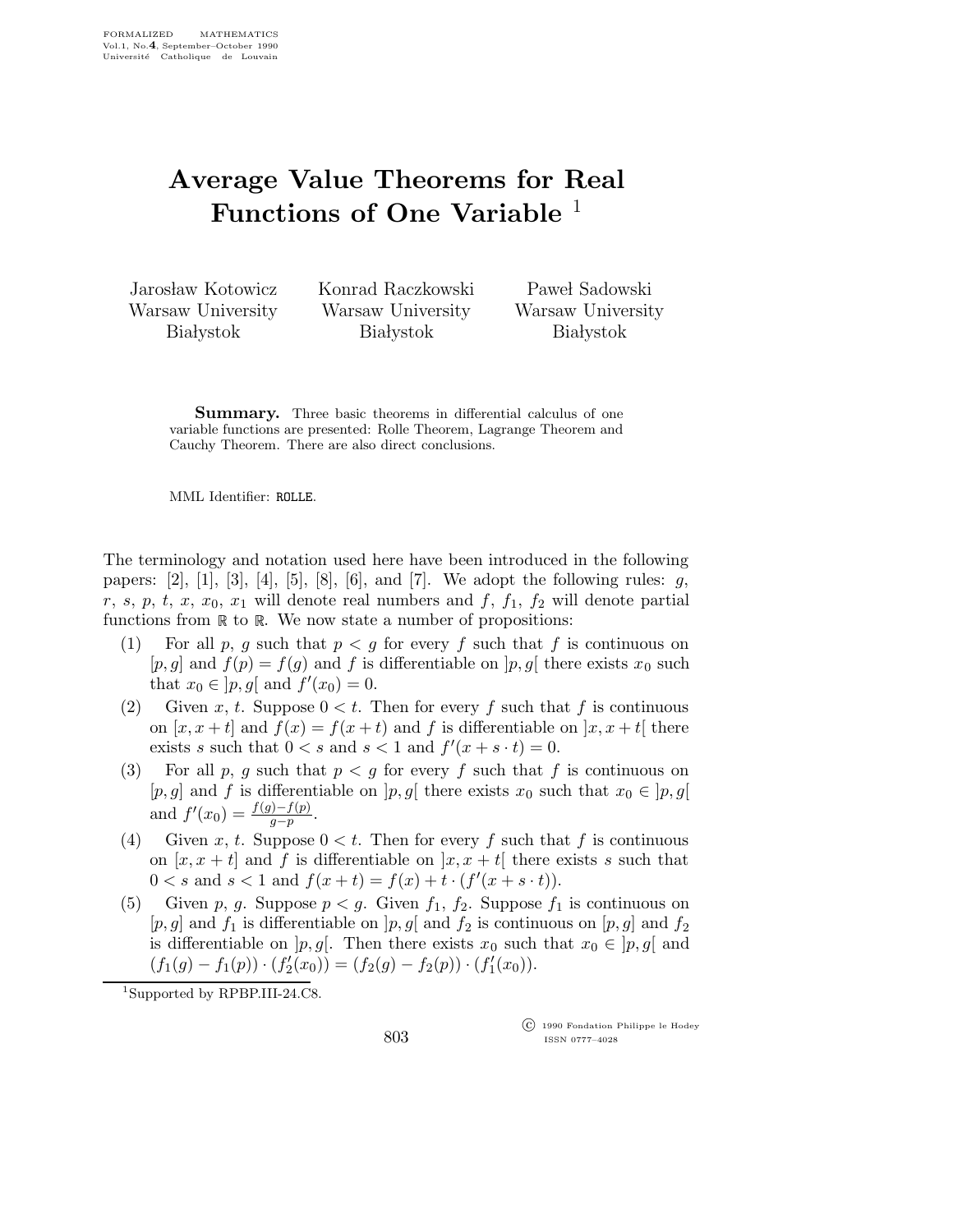# Average Value Theorems for Real Functions of One Variable [1]

Jarosław Kotowicz
Warsaw University
Białystok

Konrad Raczkowski
Warsaw University
Białystok

Paweł Sadowski
Warsaw University
Białystok

**Summary.** Three basic theorems in differential calculus of one variable functions are presented: Rolle Theorem, Lagrange Theorem and Cauchy Theorem. There are also direct conclusions.

MML Identifier: ROLLE.

The terminology and notation used here have been introduced in the following papers: [2], [1], [3], [4], [5], [8], [6], and [7]. We adopt the following rules: $g$, $r$, $s$, $p$, $t$, $x$, $x_0$, $x_1$ will denote real numbers and $f$, $f_1$, $f_2$ will denote partial functions from $\mathbb{R}$ to $\mathbb{R}$. We now state a number of propositions:

(1) For all $p$, $g$ such that $p < g$ for every $f$ such that $f$ is continuous on $[p, g]$ and $f(p) = f(g)$ and $f$ is differentiable on $]p, g[$ there exists $x_0$ such that $x_0 \in \,]p, g[$ and $f'(x_0) = 0$.

(2) Given $x$, $t$. Suppose $0 < t$. Then for every $f$ such that $f$ is continuous on $[x, x+t]$ and $f(x) = f(x+t)$ and $f$ is differentiable on $]x, x+t[$ there exists $s$ such that $0 < s$ and $s < 1$ and $f'(x + s \cdot t) = 0$.

(3) For all $p$, $g$ such that $p < g$ for every $f$ such that $f$ is continuous on $[p, g]$ and $f$ is differentiable on $]p, g[$ there exists $x_0$ such that $x_0 \in \,]p, g[$ and $f'(x_0) = \frac{f(g) - f(p)}{g - p}$.

(4) Given $x$, $t$. Suppose $0 < t$. Then for every $f$ such that $f$ is continuous on $[x, x+t]$ and $f$ is differentiable on $]x, x+t[$ there exists $s$ such that $0 < s$ and $s < 1$ and $f(x+t) = f(x) + t \cdot (f'(x + s \cdot t))$.

(5) Given $p$, $g$. Suppose $p < g$. Given $f_1$, $f_2$. Suppose $f_1$ is continuous on $[p, g]$ and $f_1$ is differentiable on $]p, g[$ and $f_2$ is continuous on $[p, g]$ and $f_2$ is differentiable on $]p, g[$. Then there exists $x_0$ such that $x_0 \in \,]p, g[$ and $(f_1(g) - f_1(p)) \cdot (f_2'(x_0)) = (f_2(g) - f_2(p)) \cdot (f_1'(x_0))$.

[1] Supported by RPBP.III-24.C8.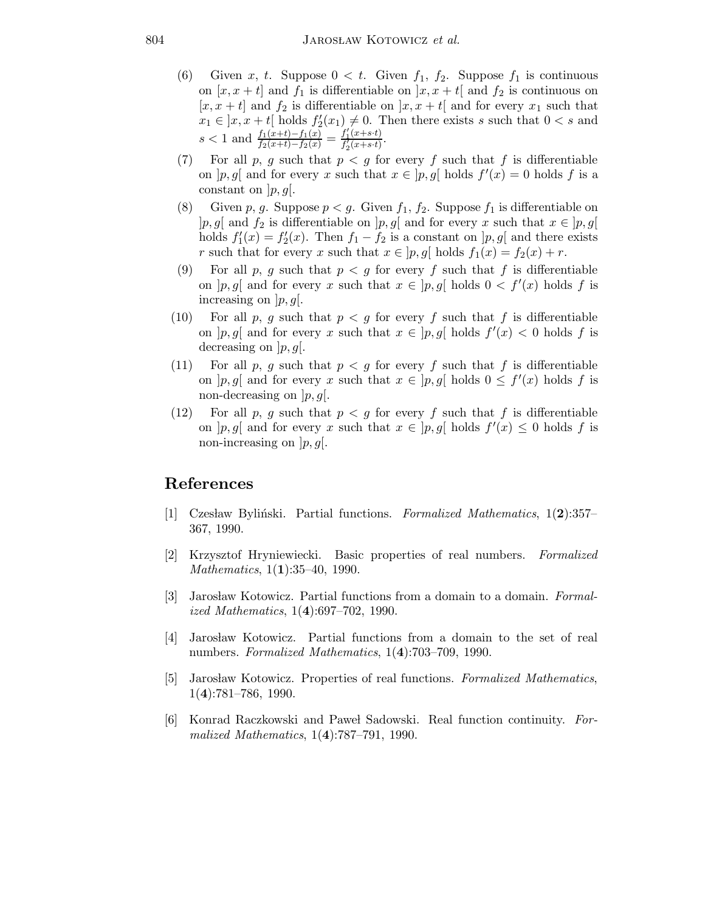(6) Given $x$, $t$. Suppose $0 < t$. Given $f_1$, $f_2$. Suppose $f_1$ is continuous on $[x, x+t]$ and $f_1$ is differentiable on $]x, x+t[$ and $f_2$ is continuous on $[x, x+t]$ and $f_2$ is differentiable on $]x, x+t[$ and for every $x_1$ such that $x_1 \in ]x, x+t[$ holds $f_2'(x_1) \neq 0$. Then there exists $s$ such that $0 < s$ and $s < 1$ and $\frac{f_1(x+t)-f_1(x)}{f_2(x+t)-f_2(x)} = \frac{f_1'(x+s \cdot t)}{f_2'(x+s \cdot t)}$.

(7) For all $p$, $g$ such that $p < g$ for every $f$ such that $f$ is differentiable on $]p, g[$ and for every $x$ such that $x \in ]p, g[$ holds $f'(x) = 0$ holds $f$ is a constant on $]p, g[$.

(8) Given $p$, $g$. Suppose $p < g$. Given $f_1$, $f_2$. Suppose $f_1$ is differentiable on $]p, g[$ and $f_2$ is differentiable on $]p, g[$ and for every $x$ such that $x \in ]p, g[$ holds $f_1'(x) = f_2'(x)$. Then $f_1 - f_2$ is a constant on $]p, g[$ and there exists $r$ such that for every $x$ such that $x \in ]p, g[$ holds $f_1(x) = f_2(x) + r$.

(9) For all $p$, $g$ such that $p < g$ for every $f$ such that $f$ is differentiable on $]p, g[$ and for every $x$ such that $x \in ]p, g[$ holds $0 < f'(x)$ holds $f$ is increasing on $]p, g[$.

(10) For all $p$, $g$ such that $p < g$ for every $f$ such that $f$ is differentiable on $]p, g[$ and for every $x$ such that $x \in ]p, g[$ holds $f'(x) < 0$ holds $f$ is decreasing on $]p, g[$.

(11) For all $p$, $g$ such that $p < g$ for every $f$ such that $f$ is differentiable on $]p, g[$ and for every $x$ such that $x \in ]p, g[$ holds $0 \leq f'(x)$ holds $f$ is non-decreasing on $]p, g[$.

(12) For all $p$, $g$ such that $p < g$ for every $f$ such that $f$ is differentiable on $]p, g[$ and for every $x$ such that $x \in ]p, g[$ holds $f'(x) \leq 0$ holds $f$ is non-increasing on $]p, g[$.

## References

[1] Czesław Byliński. Partial functions. *Formalized Mathematics*, 1(**2**):357–367, 1990.

[2] Krzysztof Hryniewiecki. Basic properties of real numbers. *Formalized Mathematics*, 1(**1**):35–40, 1990.

[3] Jarosław Kotowicz. Partial functions from a domain to a domain. *Formalized Mathematics*, 1(**4**):697–702, 1990.

[4] Jarosław Kotowicz. Partial functions from a domain to the set of real numbers. *Formalized Mathematics*, 1(**4**):703–709, 1990.

[5] Jarosław Kotowicz. Properties of real functions. *Formalized Mathematics*, 1(**4**):781–786, 1990.

[6] Konrad Raczkowski and Paweł Sadowski. Real function continuity. *Formalized Mathematics*, 1(**4**):787–791, 1990.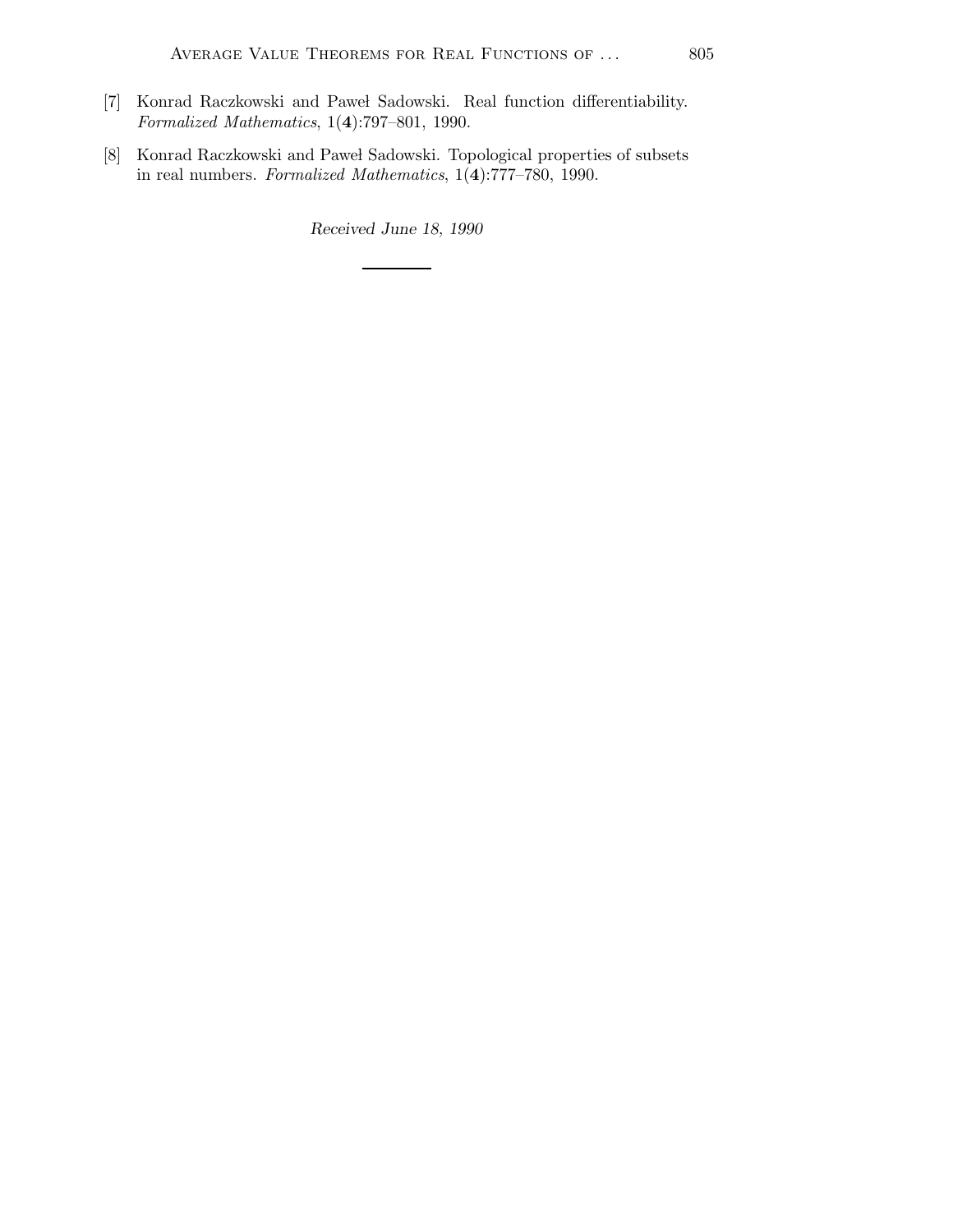[7] Konrad Raczkowski and Paweł Sadowski. Real function differentiability. *Formalized Mathematics*, 1(**4**):797–801, 1990.

[8] Konrad Raczkowski and Paweł Sadowski. Topological properties of subsets in real numbers. *Formalized Mathematics*, 1(**4**):777–780, 1990.

*Received June 18, 1990*